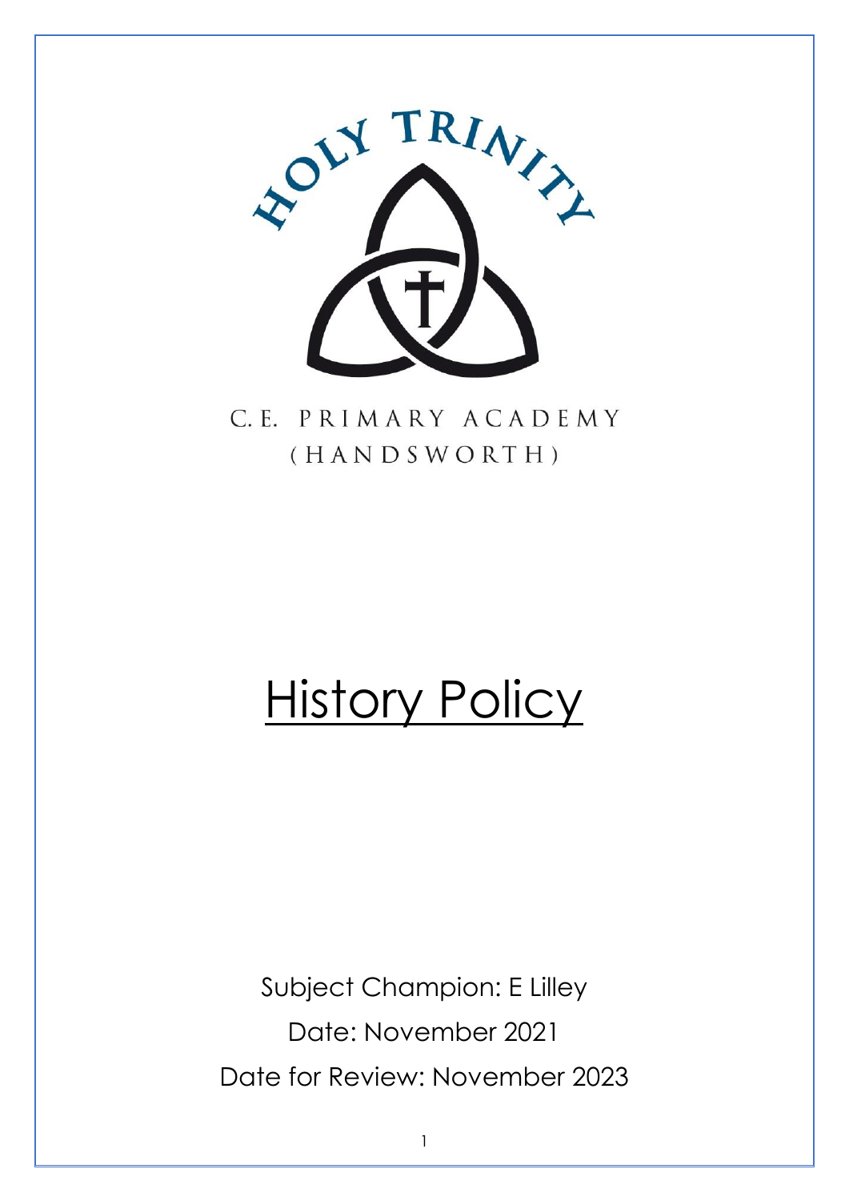HOLY TRINITY

C.E. PRIMARY ACADEMY
(HANDSWORTH)

# History Policy

Subject Champion: E Lilley

Date: November 2021

Date for Review: November 2023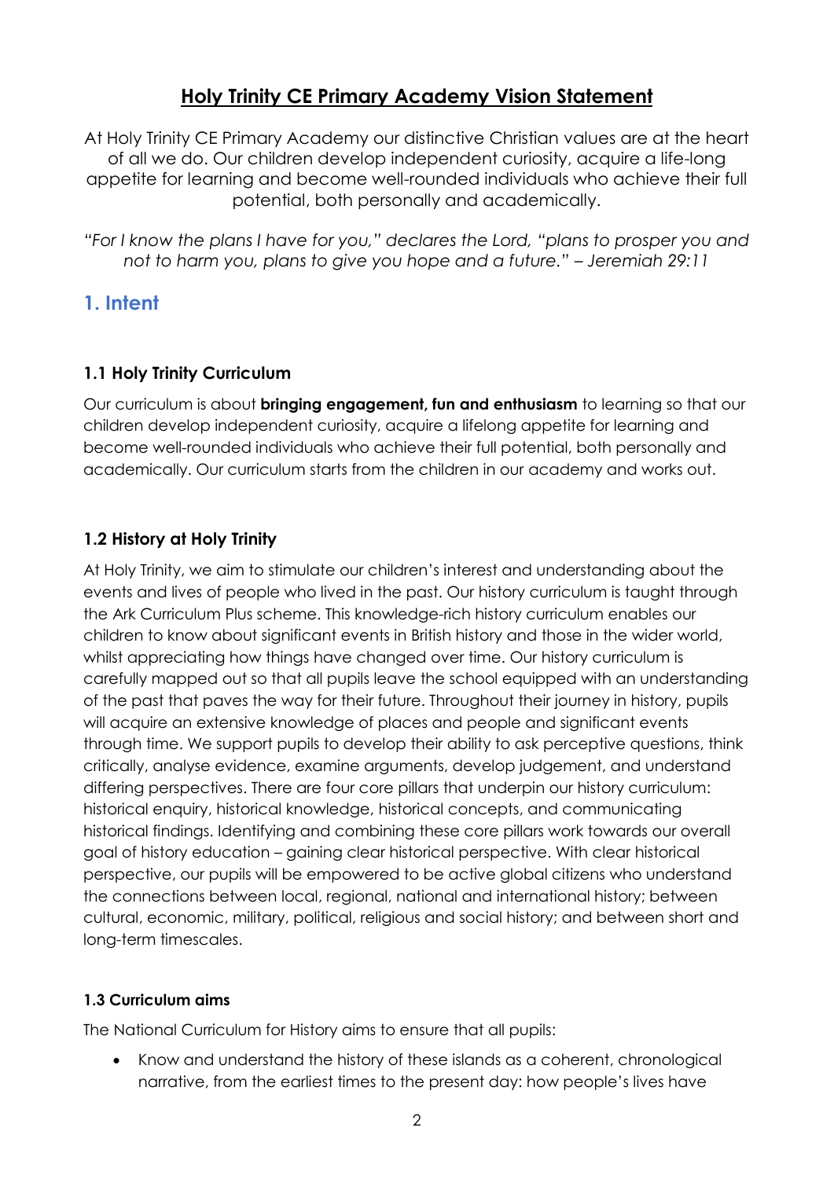# Holy Trinity CE Primary Academy Vision Statement

At Holy Trinity CE Primary Academy our distinctive Christian values are at the heart of all we do. Our children develop independent curiosity, acquire a life-long appetite for learning and become well-rounded individuals who achieve their full potential, both personally and academically.

*"For I know the plans I have for you," declares the Lord, "plans to prosper you and not to harm you, plans to give you hope and a future." – Jeremiah 29:11*

## 1. Intent

### 1.1 Holy Trinity Curriculum

Our curriculum is about **bringing engagement, fun and enthusiasm** to learning so that our children develop independent curiosity, acquire a lifelong appetite for learning and become well-rounded individuals who achieve their full potential, both personally and academically. Our curriculum starts from the children in our academy and works out.

### 1.2 History at Holy Trinity

At Holy Trinity, we aim to stimulate our children's interest and understanding about the events and lives of people who lived in the past. Our history curriculum is taught through the Ark Curriculum Plus scheme. This knowledge-rich history curriculum enables our children to know about significant events in British history and those in the wider world, whilst appreciating how things have changed over time. Our history curriculum is carefully mapped out so that all pupils leave the school equipped with an understanding of the past that paves the way for their future. Throughout their journey in history, pupils will acquire an extensive knowledge of places and people and significant events through time. We support pupils to develop their ability to ask perceptive questions, think critically, analyse evidence, examine arguments, develop judgement, and understand differing perspectives. There are four core pillars that underpin our history curriculum: historical enquiry, historical knowledge, historical concepts, and communicating historical findings. Identifying and combining these core pillars work towards our overall goal of history education – gaining clear historical perspective. With clear historical perspective, our pupils will be empowered to be active global citizens who understand the connections between local, regional, national and international history; between cultural, economic, military, political, religious and social history; and between short and long-term timescales.

#### 1.3 Curriculum aims

The National Curriculum for History aims to ensure that all pupils:

- Know and understand the history of these islands as a coherent, chronological narrative, from the earliest times to the present day: how people's lives have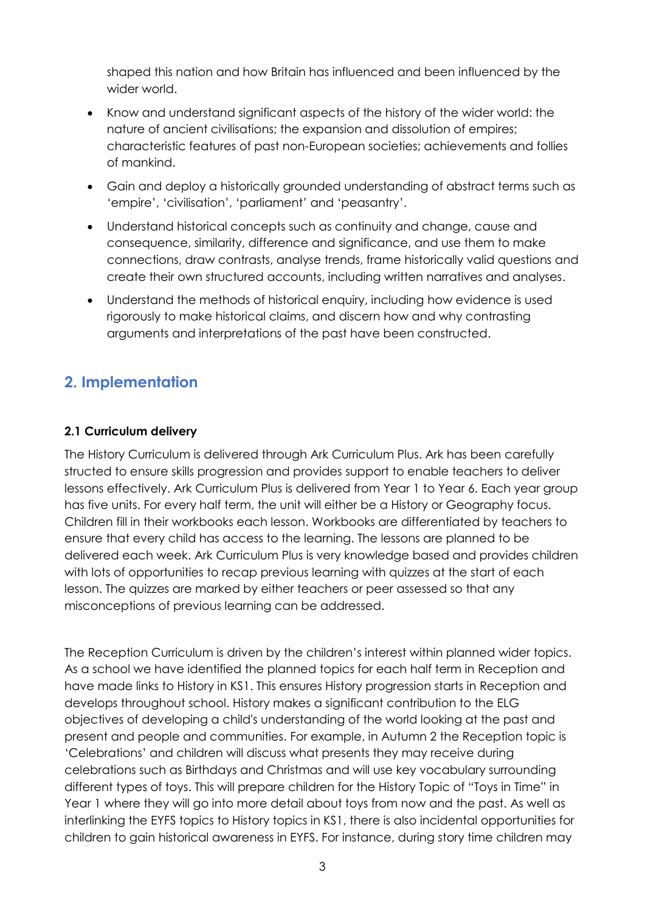shaped this nation and how Britain has influenced and been influenced by the wider world.

- Know and understand significant aspects of the history of the wider world: the nature of ancient civilisations; the expansion and dissolution of empires; characteristic features of past non-European societies; achievements and follies of mankind.
- Gain and deploy a historically grounded understanding of abstract terms such as 'empire', 'civilisation', 'parliament' and 'peasantry'.
- Understand historical concepts such as continuity and change, cause and consequence, similarity, difference and significance, and use them to make connections, draw contrasts, analyse trends, frame historically valid questions and create their own structured accounts, including written narratives and analyses.
- Understand the methods of historical enquiry, including how evidence is used rigorously to make historical claims, and discern how and why contrasting arguments and interpretations of the past have been constructed.

## 2. Implementation

### 2.1 Curriculum delivery

The History Curriculum is delivered through Ark Curriculum Plus. Ark has been carefully structed to ensure skills progression and provides support to enable teachers to deliver lessons effectively. Ark Curriculum Plus is delivered from Year 1 to Year 6. Each year group has five units. For every half term, the unit will either be a History or Geography focus. Children fill in their workbooks each lesson. Workbooks are differentiated by teachers to ensure that every child has access to the learning. The lessons are planned to be delivered each week. Ark Curriculum Plus is very knowledge based and provides children with lots of opportunities to recap previous learning with quizzes at the start of each lesson. The quizzes are marked by either teachers or peer assessed so that any misconceptions of previous learning can be addressed.

The Reception Curriculum is driven by the children's interest within planned wider topics. As a school we have identified the planned topics for each half term in Reception and have made links to History in KS1. This ensures History progression starts in Reception and develops throughout school. History makes a significant contribution to the ELG objectives of developing a child's understanding of the world looking at the past and present and people and communities. For example, in Autumn 2 the Reception topic is 'Celebrations' and children will discuss what presents they may receive during celebrations such as Birthdays and Christmas and will use key vocabulary surrounding different types of toys. This will prepare children for the History Topic of "Toys in Time" in Year 1 where they will go into more detail about toys from now and the past. As well as interlinking the EYFS topics to History topics in KS1, there is also incidental opportunities for children to gain historical awareness in EYFS. For instance, during story time children may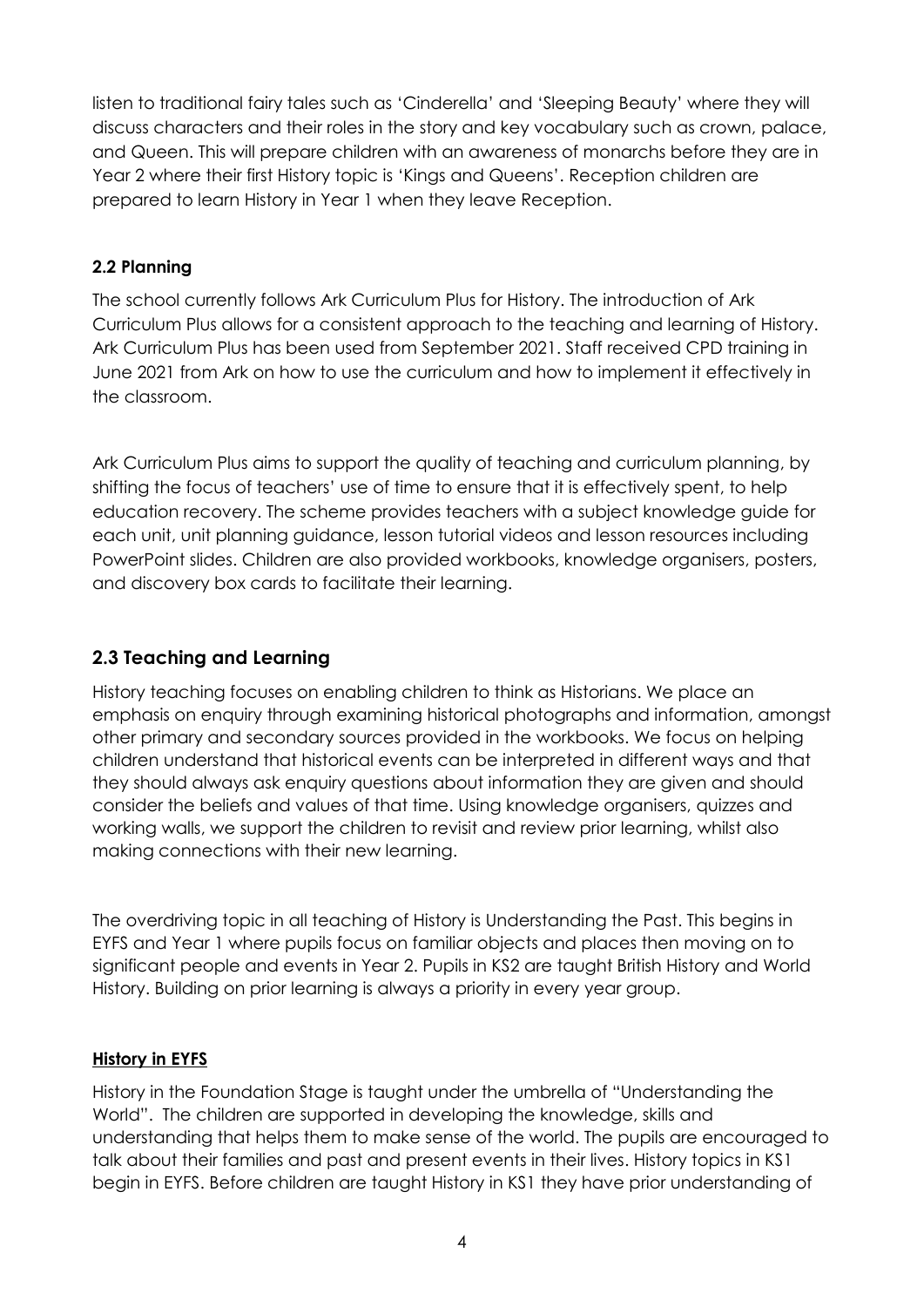listen to traditional fairy tales such as 'Cinderella' and 'Sleeping Beauty' where they will discuss characters and their roles in the story and key vocabulary such as crown, palace, and Queen. This will prepare children with an awareness of monarchs before they are in Year 2 where their first History topic is 'Kings and Queens'. Reception children are prepared to learn History in Year 1 when they leave Reception.

### 2.2 Planning

The school currently follows Ark Curriculum Plus for History. The introduction of Ark Curriculum Plus allows for a consistent approach to the teaching and learning of History. Ark Curriculum Plus has been used from September 2021. Staff received CPD training in June 2021 from Ark on how to use the curriculum and how to implement it effectively in the classroom.

Ark Curriculum Plus aims to support the quality of teaching and curriculum planning, by shifting the focus of teachers' use of time to ensure that it is effectively spent, to help education recovery. The scheme provides teachers with a subject knowledge guide for each unit, unit planning guidance, lesson tutorial videos and lesson resources including PowerPoint slides. Children are also provided workbooks, knowledge organisers, posters, and discovery box cards to facilitate their learning.

## 2.3 Teaching and Learning

History teaching focuses on enabling children to think as Historians. We place an emphasis on enquiry through examining historical photographs and information, amongst other primary and secondary sources provided in the workbooks. We focus on helping children understand that historical events can be interpreted in different ways and that they should always ask enquiry questions about information they are given and should consider the beliefs and values of that time. Using knowledge organisers, quizzes and working walls, we support the children to revisit and review prior learning, whilst also making connections with their new learning.

The overdriving topic in all teaching of History is Understanding the Past. This begins in EYFS and Year 1 where pupils focus on familiar objects and places then moving on to significant people and events in Year 2. Pupils in KS2 are taught British History and World History. Building on prior learning is always a priority in every year group.

**History in EYFS**

History in the Foundation Stage is taught under the umbrella of "Understanding the World". The children are supported in developing the knowledge, skills and understanding that helps them to make sense of the world. The pupils are encouraged to talk about their families and past and present events in their lives. History topics in KS1 begin in EYFS. Before children are taught History in KS1 they have prior understanding of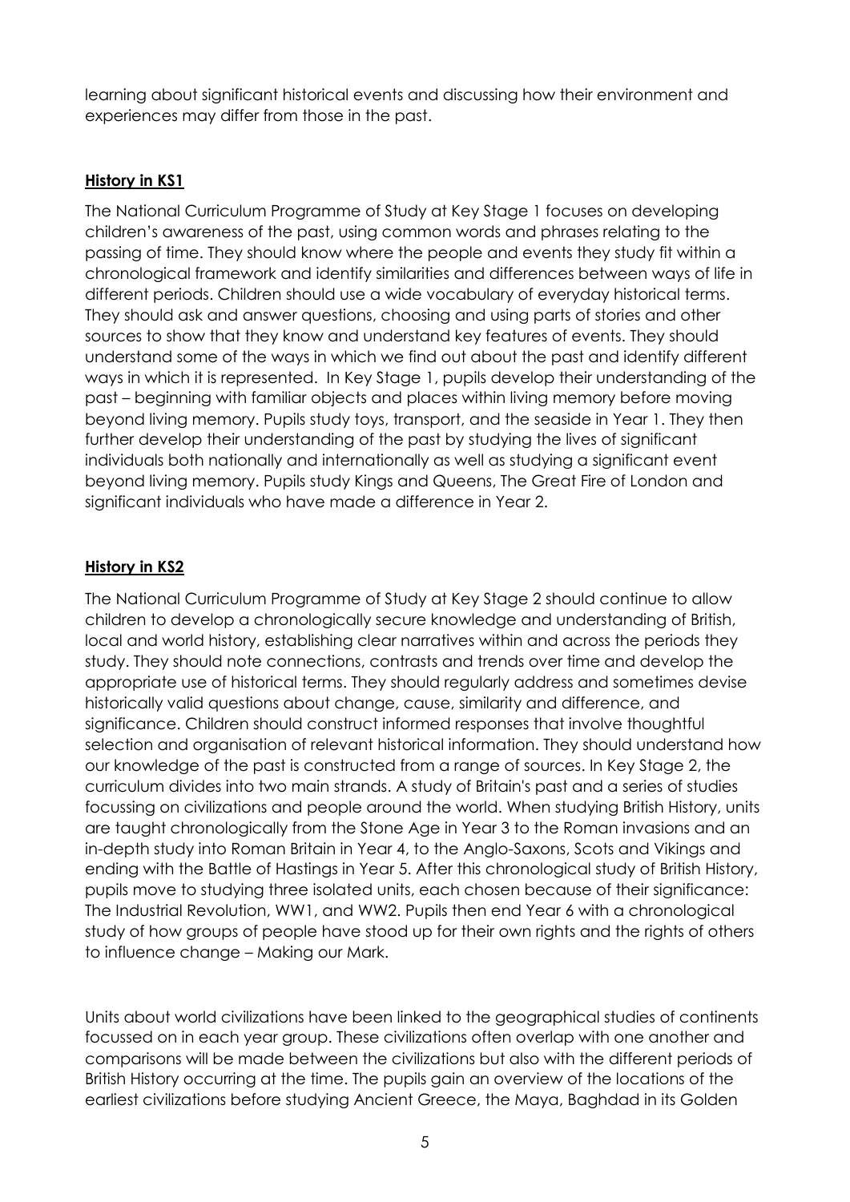learning about significant historical events and discussing how their environment and experiences may differ from those in the past.

## **History in KS1**

The National Curriculum Programme of Study at Key Stage 1 focuses on developing children's awareness of the past, using common words and phrases relating to the passing of time. They should know where the people and events they study fit within a chronological framework and identify similarities and differences between ways of life in different periods. Children should use a wide vocabulary of everyday historical terms. They should ask and answer questions, choosing and using parts of stories and other sources to show that they know and understand key features of events. They should understand some of the ways in which we find out about the past and identify different ways in which it is represented. In Key Stage 1, pupils develop their understanding of the past – beginning with familiar objects and places within living memory before moving beyond living memory. Pupils study toys, transport, and the seaside in Year 1. They then further develop their understanding of the past by studying the lives of significant individuals both nationally and internationally as well as studying a significant event beyond living memory. Pupils study Kings and Queens, The Great Fire of London and significant individuals who have made a difference in Year 2.

## **History in KS2**

The National Curriculum Programme of Study at Key Stage 2 should continue to allow children to develop a chronologically secure knowledge and understanding of British, local and world history, establishing clear narratives within and across the periods they study. They should note connections, contrasts and trends over time and develop the appropriate use of historical terms. They should regularly address and sometimes devise historically valid questions about change, cause, similarity and difference, and significance. Children should construct informed responses that involve thoughtful selection and organisation of relevant historical information. They should understand how our knowledge of the past is constructed from a range of sources. In Key Stage 2, the curriculum divides into two main strands. A study of Britain's past and a series of studies focussing on civilizations and people around the world. When studying British History, units are taught chronologically from the Stone Age in Year 3 to the Roman invasions and an in-depth study into Roman Britain in Year 4, to the Anglo-Saxons, Scots and Vikings and ending with the Battle of Hastings in Year 5. After this chronological study of British History, pupils move to studying three isolated units, each chosen because of their significance: The Industrial Revolution, WW1, and WW2. Pupils then end Year 6 with a chronological study of how groups of people have stood up for their own rights and the rights of others to influence change – Making our Mark.

Units about world civilizations have been linked to the geographical studies of continents focussed on in each year group. These civilizations often overlap with one another and comparisons will be made between the civilizations but also with the different periods of British History occurring at the time. The pupils gain an overview of the locations of the earliest civilizations before studying Ancient Greece, the Maya, Baghdad in its Golden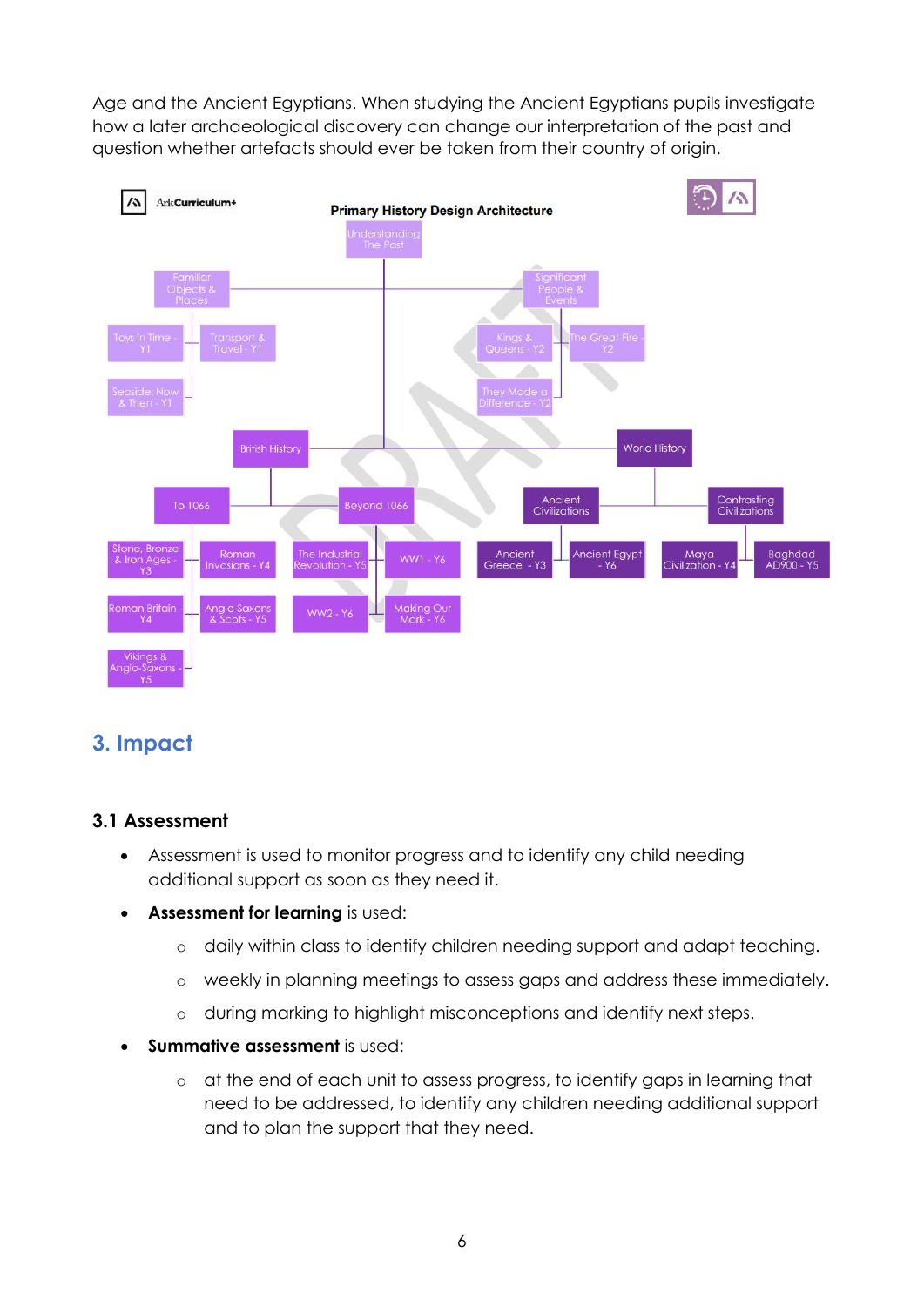Age and the Ancient Egyptians. When studying the Ancient Egyptians pupils investigate how a later archaeological discovery can change our interpretation of the past and question whether artefacts should ever be taken from their country of origin.

**Ark Curriculum+**

**Primary History Design Architecture**

- Understanding The Past
  - Familiar Objects & Places
    - Toys in Time - Y1
    - Transport & Travel - Y1
    - Seaside: Now & Then - Y1
  - Significant People & Events
    - Kings & Queens - Y2
    - The Great Fire - Y2
    - They Made a Difference - Y2
  - British History
    - To 1066
      - Stone, Bronze & Iron Ages - Y3
      - Roman Invasions - Y4
      - Roman Britain - Y4
      - Anglo-Saxons & Scots - Y5
      - Vikings & Anglo-Saxons - Y5
    - Beyond 1066
      - The Industrial Revolution - Y5
      - WW1 - Y6
      - WW2 - Y6
      - Making Our Mark - Y6
  - World History
    - Ancient Civilizations
      - Ancient Greece - Y3
      - Ancient Egypt - Y6
    - Contrasting Civilizations
      - Maya Civilization - Y4
      - Baghdad AD900 - Y5

## 3. Impact

### 3.1 Assessment

- Assessment is used to monitor progress and to identify any child needing additional support as soon as they need it.
- **Assessment for learning** is used:
  - daily within class to identify children needing support and adapt teaching.
  - weekly in planning meetings to assess gaps and address these immediately.
  - during marking to highlight misconceptions and identify next steps.
- **Summative assessment** is used:
  - at the end of each unit to assess progress, to identify gaps in learning that need to be addressed, to identify any children needing additional support and to plan the support that they need.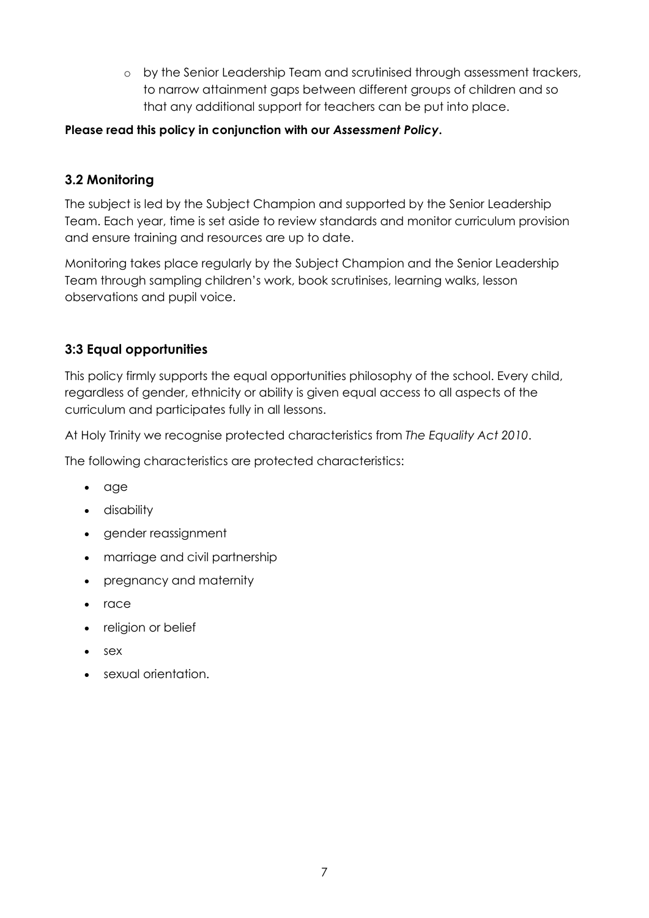- by the Senior Leadership Team and scrutinised through assessment trackers, to narrow attainment gaps between different groups of children and so that any additional support for teachers can be put into place.

**Please read this policy in conjunction with our *Assessment Policy*.**

### 3.2 Monitoring

The subject is led by the Subject Champion and supported by the Senior Leadership Team. Each year, time is set aside to review standards and monitor curriculum provision and ensure training and resources are up to date.

Monitoring takes place regularly by the Subject Champion and the Senior Leadership Team through sampling children's work, book scrutinises, learning walks, lesson observations and pupil voice.

### 3:3 Equal opportunities

This policy firmly supports the equal opportunities philosophy of the school. Every child, regardless of gender, ethnicity or ability is given equal access to all aspects of the curriculum and participates fully in all lessons.

At Holy Trinity we recognise protected characteristics from *The Equality Act 2010*.

The following characteristics are protected characteristics:

- age
- disability
- gender reassignment
- marriage and civil partnership
- pregnancy and maternity
- race
- religion or belief
- sex
- sexual orientation.